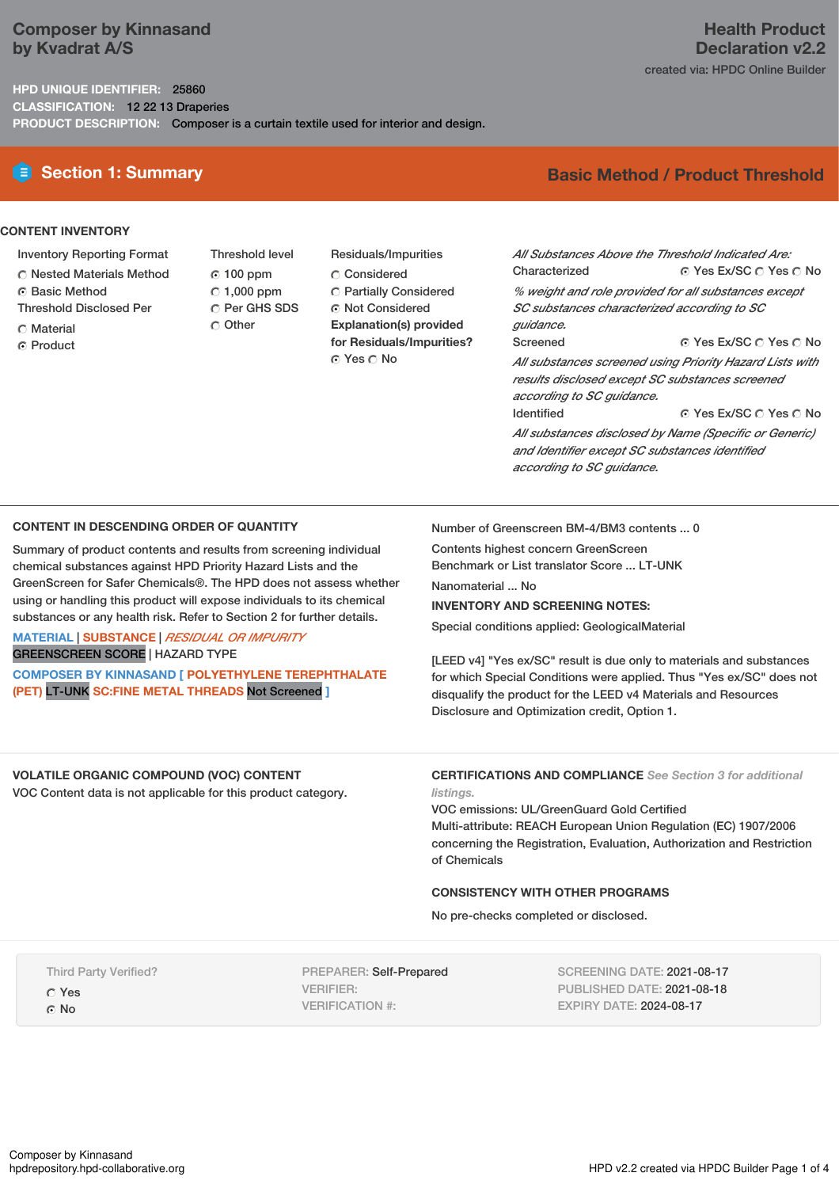# Composer by Kinnasand
## by Kvadrat A/S

**Health Product Declaration v2.2**

created via: HPDC Online Builder

**HPD UNIQUE IDENTIFIER:** 25860

**CLASSIFICATION:** 12 22 13 Draperies

**PRODUCT DESCRIPTION:** Composer is a curtain textile used for interior and design.

## Section 1: Summary

**Basic Method / Product Threshold**

### CONTENT INVENTORY

**Inventory Reporting Format**
- ○ Nested Materials Method
- ◉ Basic Method

**Threshold Disclosed Per**
- ○ Material
- ◉ Product

**Threshold level**
- ◉ 100 ppm
- ○ 1,000 ppm
- ○ Per GHS SDS
- ○ Other

**Residuals/Impurities**
- ○ Considered
- ○ Partially Considered
- ◉ Not Considered

**Explanation(s) provided for Residuals/Impurities?**
◉ Yes ○ No

*All Substances Above the Threshold Indicated Are:*

Characterized ◉ Yes Ex/SC ○ Yes ○ No

*% weight and role provided for all substances except SC substances characterized according to SC guidance.*

Screened ◉ Yes Ex/SC ○ Yes ○ No

*All substances screened using Priority Hazard Lists with results disclosed except SC substances screened according to SC guidance.*

Identified ◉ Yes Ex/SC ○ Yes ○ No

*All substances disclosed by Name (Specific or Generic) and Identifier except SC substances identified according to SC guidance.*

### CONTENT IN DESCENDING ORDER OF QUANTITY

Summary of product contents and results from screening individual chemical substances against HPD Priority Hazard Lists and the GreenScreen for Safer Chemicals®. The HPD does not assess whether using or handling this product will expose individuals to its chemical substances or any health risk. Refer to Section 2 for further details.

MATERIAL | SUBSTANCE | *RESIDUAL OR IMPURITY*
GREENSCREEN SCORE | HAZARD TYPE

**COMPOSER BY KINNASAND [ POLYETHYLENE TEREPHTHALATE (PET)** LT-UNK **SC:FINE METAL THREADS** Not Screened **]**

Number of Greenscreen BM-4/BM3 contents ... 0

Contents highest concern GreenScreen Benchmark or List translator Score ... LT-UNK

Nanomaterial ... No

**INVENTORY AND SCREENING NOTES:**

Special conditions applied: GeologicalMaterial

[LEED v4] "Yes ex/SC" result is due only to materials and substances for which Special Conditions were applied. Thus "Yes ex/SC" does not disqualify the product for the LEED v4 Materials and Resources Disclosure and Optimization credit, Option 1.

### VOLATILE ORGANIC COMPOUND (VOC) CONTENT

VOC Content data is not applicable for this product category.

### CERTIFICATIONS AND COMPLIANCE *See Section 3 for additional listings.*

VOC emissions: UL/GreenGuard Gold Certified

Multi-attribute: REACH European Union Regulation (EC) 1907/2006 concerning the Registration, Evaluation, Authorization and Restriction of Chemicals

### CONSISTENCY WITH OTHER PROGRAMS

No pre-checks completed or disclosed.

Third Party Verified?
- ○ Yes
- ◉ No

PREPARER: Self-Prepared
VERIFIER:
VERIFICATION #:

SCREENING DATE: 2021-08-17
PUBLISHED DATE: 2021-08-18
EXPIRY DATE: 2024-08-17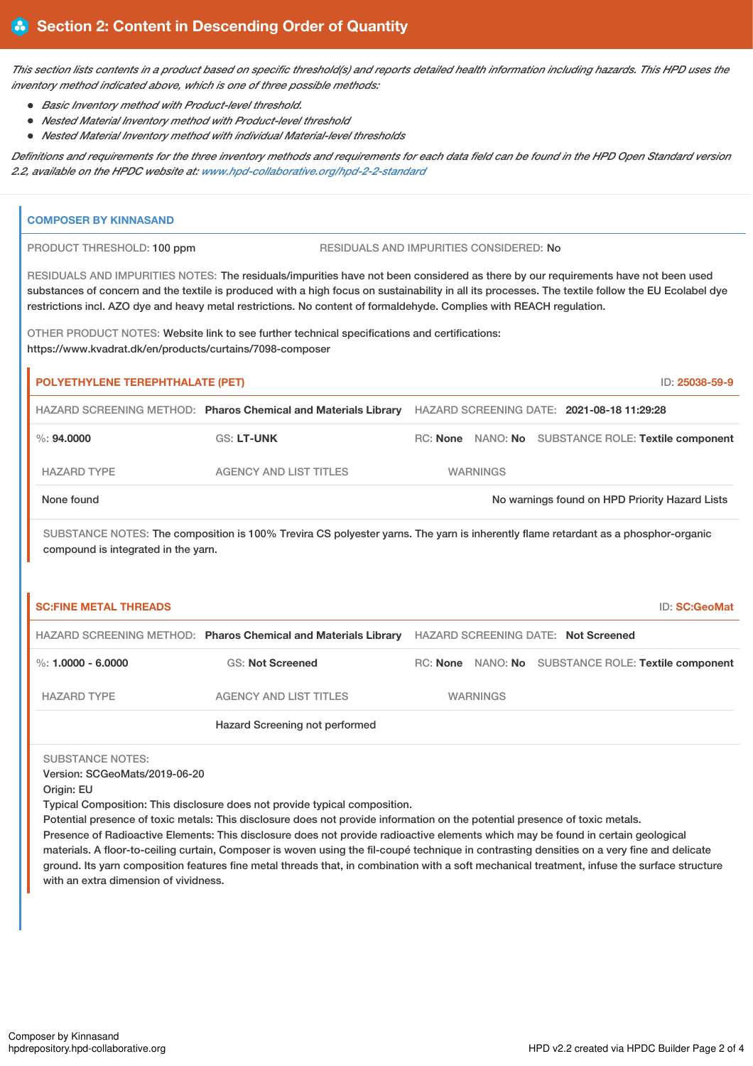## Section 2: Content in Descending Order of Quantity

*This section lists contents in a product based on specific threshold(s) and reports detailed health information including hazards. This HPD uses the inventory method indicated above, which is one of three possible methods:*

- *Basic Inventory method with Product-level threshold.*
- *Nested Material Inventory method with Product-level threshold*
- *Nested Material Inventory method with individual Material-level thresholds*

*Definitions and requirements for the three inventory methods and requirements for each data field can be found in the HPD Open Standard version 2.2, available on the HPDC website at: www.hpd-collaborative.org/hpd-2-2-standard*

### COMPOSER BY KINNASAND

PRODUCT THRESHOLD: 100 ppm

RESIDUALS AND IMPURITIES CONSIDERED: No

RESIDUALS AND IMPURITIES NOTES: The residuals/impurities have not been considered as there by our requirements have not been used substances of concern and the textile is produced with a high focus on sustainability in all its processes. The textile follow the EU Ecolabel dye restrictions incl. AZO dye and heavy metal restrictions. No content of formaldehyde. Complies with REACH regulation.

OTHER PRODUCT NOTES: Website link to see further technical specifications and certifications: https://www.kvadrat.dk/en/products/curtains/7098-composer

#### POLYETHYLENE TEREPHTHALATE (PET)

ID: 25038-59-9

HAZARD SCREENING METHOD: **Pharos Chemical and Materials Library** HAZARD SCREENING DATE: **2021-08-18 11:29:28**

%: **94.0000** GS: **LT-UNK** RC: **None** NANO: **No** SUBSTANCE ROLE: **Textile component**

| HAZARD TYPE | AGENCY AND LIST TITLES | WARNINGS |
|---|---|---|
| None found | | No warnings found on HPD Priority Hazard Lists |

SUBSTANCE NOTES: The composition is 100% Trevira CS polyester yarns. The yarn is inherently flame retardant as a phosphor-organic compound is integrated in the yarn.

#### SC:FINE METAL THREADS

ID: SC:GeoMat

HAZARD SCREENING METHOD: **Pharos Chemical and Materials Library** HAZARD SCREENING DATE: **Not Screened**

%: **1.0000 - 6.0000** GS: **Not Screened** RC: **None** NANO: **No** SUBSTANCE ROLE: **Textile component**

| HAZARD TYPE | AGENCY AND LIST TITLES | WARNINGS |
|---|---|---|
| | Hazard Screening not performed | |

SUBSTANCE NOTES:
Version: SCGeoMats/2019-06-20
Origin: EU
Typical Composition: This disclosure does not provide typical composition.
Potential presence of toxic metals: This disclosure does not provide information on the potential presence of toxic metals.
Presence of Radioactive Elements: This disclosure does not provide radioactive elements which may be found in certain geological materials. A floor-to-ceiling curtain, Composer is woven using the fil-coupé technique in contrasting densities on a very fine and delicate ground. Its yarn composition features fine metal threads that, in combination with a soft mechanical treatment, infuse the surface structure with an extra dimension of vividness.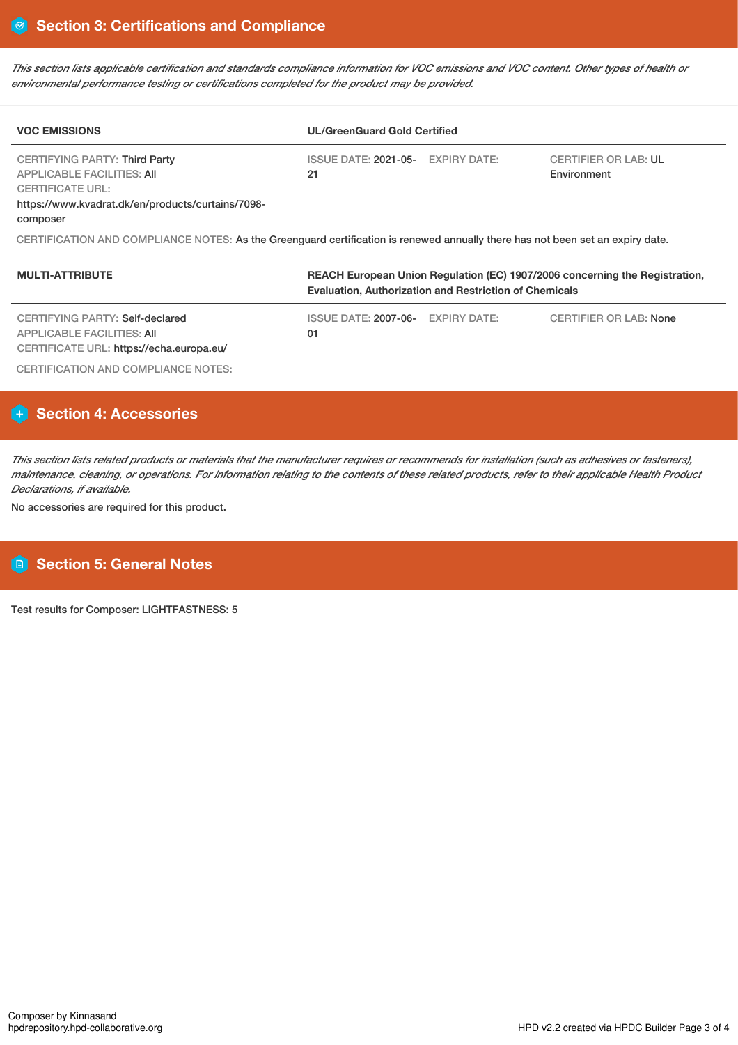## Section 3: Certifications and Compliance

*This section lists applicable certification and standards compliance information for VOC emissions and VOC content. Other types of health or environmental performance testing or certifications completed for the product may be provided.*

| VOC EMISSIONS | UL/GreenGuard Gold Certified | | |
|---|---|---|---|
| CERTIFYING PARTY: Third Party<br>APPLICABLE FACILITIES: All<br>CERTIFICATE URL:<br>https://www.kvadrat.dk/en/products/curtains/7098-composer | ISSUE DATE: 2021-05-21 | EXPIRY DATE: | CERTIFIER OR LAB: UL Environment |

CERTIFICATION AND COMPLIANCE NOTES: As the Greenguard certification is renewed annually there has not been set an expiry date.

| MULTI-ATTRIBUTE | REACH European Union Regulation (EC) 1907/2006 concerning the Registration, Evaluation, Authorization and Restriction of Chemicals | | |
|---|---|---|---|
| CERTIFYING PARTY: Self-declared<br>APPLICABLE FACILITIES: All<br>CERTIFICATE URL: https://echa.europa.eu/ | ISSUE DATE: 2007-06-01 | EXPIRY DATE: | CERTIFIER OR LAB: None |

CERTIFICATION AND COMPLIANCE NOTES:

## Section 4: Accessories

*This section lists related products or materials that the manufacturer requires or recommends for installation (such as adhesives or fasteners), maintenance, cleaning, or operations. For information relating to the contents of these related products, refer to their applicable Health Product Declarations, if available.*

No accessories are required for this product.

## Section 5: General Notes

Test results for Composer: LIGHTFASTNESS: 5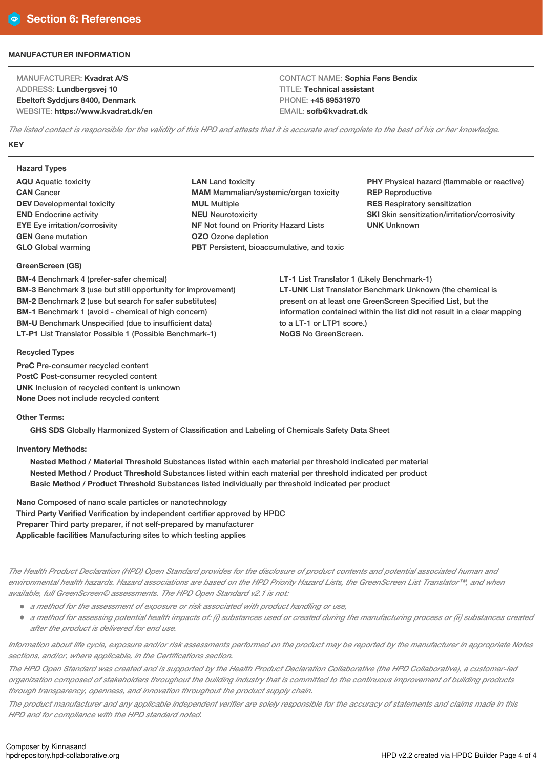## Section 6: References

### MANUFACTURER INFORMATION

MANUFACTURER: **Kvadrat A/S**
ADDRESS: **Lundbergsvej 10**
**Ebeltoft Syddjurs 8400, Denmark**
WEBSITE: **https://www.kvadrat.dk/en**

CONTACT NAME: **Sophia Føns Bendix**
TITLE: **Technical assistant**
PHONE: **+45 89531970**
EMAIL: **sofb@kvadrat.dk**

*The listed contact is responsible for the validity of this HPD and attests that it is accurate and complete to the best of his or her knowledge.*

### KEY

**Hazard Types**

**AQU** Aquatic toxicity
**CAN** Cancer
**DEV** Developmental toxicity
**END** Endocrine activity
**EYE** Eye irritation/corrosivity
**GEN** Gene mutation
**GLO** Global warming
**LAN** Land toxicity
**MAM** Mammalian/systemic/organ toxicity
**MUL** Multiple
**NEU** Neurotoxicity
**NF** Not found on Priority Hazard Lists
**OZO** Ozone depletion
**PBT** Persistent, bioaccumulative, and toxic
**PHY** Physical hazard (flammable or reactive)
**REP** Reproductive
**RES** Respiratory sensitization
**SKI** Skin sensitization/irritation/corrosivity
**UNK** Unknown

**GreenScreen (GS)**

**BM-4** Benchmark 4 (prefer-safer chemical)
**BM-3** Benchmark 3 (use but still opportunity for improvement)
**BM-2** Benchmark 2 (use but search for safer substitutes)
**BM-1** Benchmark 1 (avoid - chemical of high concern)
**BM-U** Benchmark Unspecified (due to insufficient data)
**LT-P1** List Translator Possible 1 (Possible Benchmark-1)
**LT-1** List Translator 1 (Likely Benchmark-1)
**LT-UNK** List Translator Benchmark Unknown (the chemical is present on at least one GreenScreen Specified List, but the information contained within the list did not result in a clear mapping to a LT-1 or LTP1 score.)
**NoGS** No GreenScreen.

**Recycled Types**

**PreC** Pre-consumer recycled content
**PostC** Post-consumer recycled content
**UNK** Inclusion of recycled content is unknown
**None** Does not include recycled content

**Other Terms:**

**GHS SDS** Globally Harmonized System of Classification and Labeling of Chemicals Safety Data Sheet

**Inventory Methods:**

**Nested Method / Material Threshold** Substances listed within each material per threshold indicated per material
**Nested Method / Product Threshold** Substances listed within each material per threshold indicated per product
**Basic Method / Product Threshold** Substances listed individually per threshold indicated per product

**Nano** Composed of nano scale particles or nanotechnology
**Third Party Verified** Verification by independent certifier approved by HPDC
**Preparer** Third party preparer, if not self-prepared by manufacturer
**Applicable facilities** Manufacturing sites to which testing applies

*The Health Product Declaration (HPD) Open Standard provides for the disclosure of product contents and potential associated human and environmental health hazards. Hazard associations are based on the HPD Priority Hazard Lists, the GreenScreen List Translator™, and when available, full GreenScreen® assessments. The HPD Open Standard v2.1 is not:*

- *a method for the assessment of exposure or risk associated with product handling or use,*
- *a method for assessing potential health impacts of: (i) substances used or created during the manufacturing process or (ii) substances created after the product is delivered for end use.*

*Information about life cycle, exposure and/or risk assessments performed on the product may be reported by the manufacturer in appropriate Notes sections, and/or, where applicable, in the Certifications section.*

*The HPD Open Standard was created and is supported by the Health Product Declaration Collaborative (the HPD Collaborative), a customer-led organization composed of stakeholders throughout the building industry that is committed to the continuous improvement of building products through transparency, openness, and innovation throughout the product supply chain.*

*The product manufacturer and any applicable independent verifier are solely responsible for the accuracy of statements and claims made in this HPD and for compliance with the HPD standard noted.*